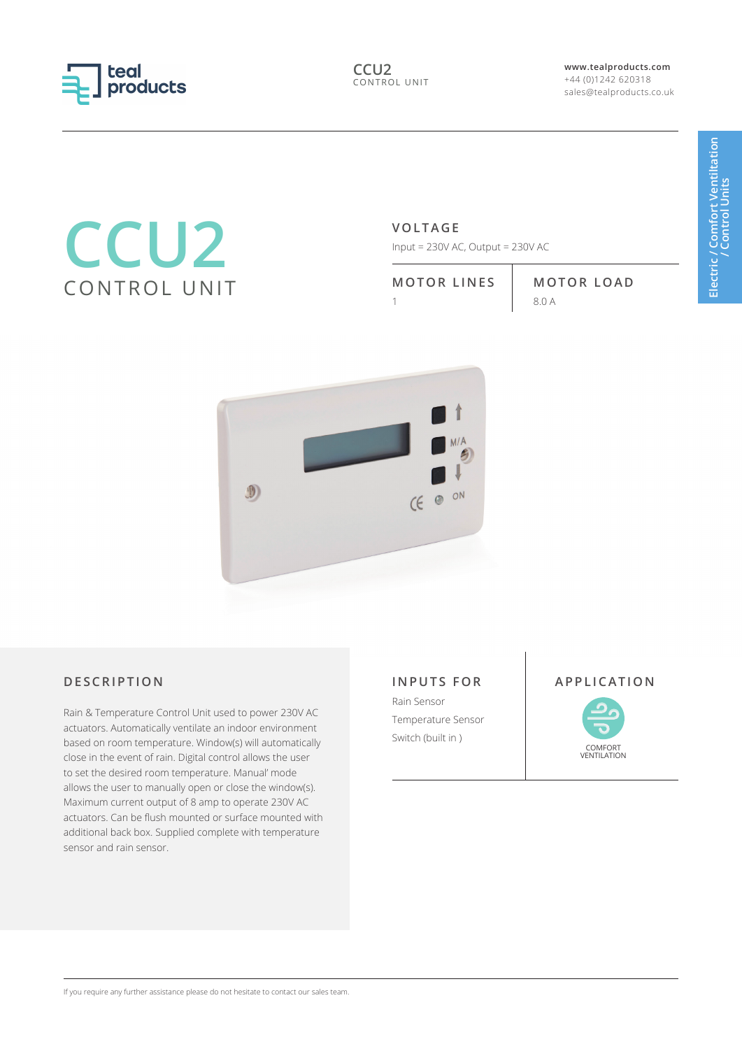# CCU2

## CONTROL UNIT

### VOLTAGE

Input = 230V AC, Output = 230V AC

| MOTOR LINES | MOTOR LOAD |
| --- | --- |
| 1 | 8.0 A |

Electric / Comfort Ventiltation / Control Units

### DESCRIPTION

Rain & Temperature Control Unit used to power 230V AC actuators. Automatically ventilate an indoor environment based on room temperature. Window(s) will automatically close in the event of rain. Digital control allows the user to set the desired room temperature. Manual' mode allows the user to manually open or close the window(s). Maximum current output of 8 amp to operate 230V AC actuators. Can be flush mounted or surface mounted with additional back box. Supplied complete with temperature sensor and rain sensor.

### INPUTS FOR

Rain Sensor

Temperature Sensor

Switch (built in )

### APPLICATION

COMFORT VENTILATION

If you require any further assistance please do not hesitate to contact our sales team.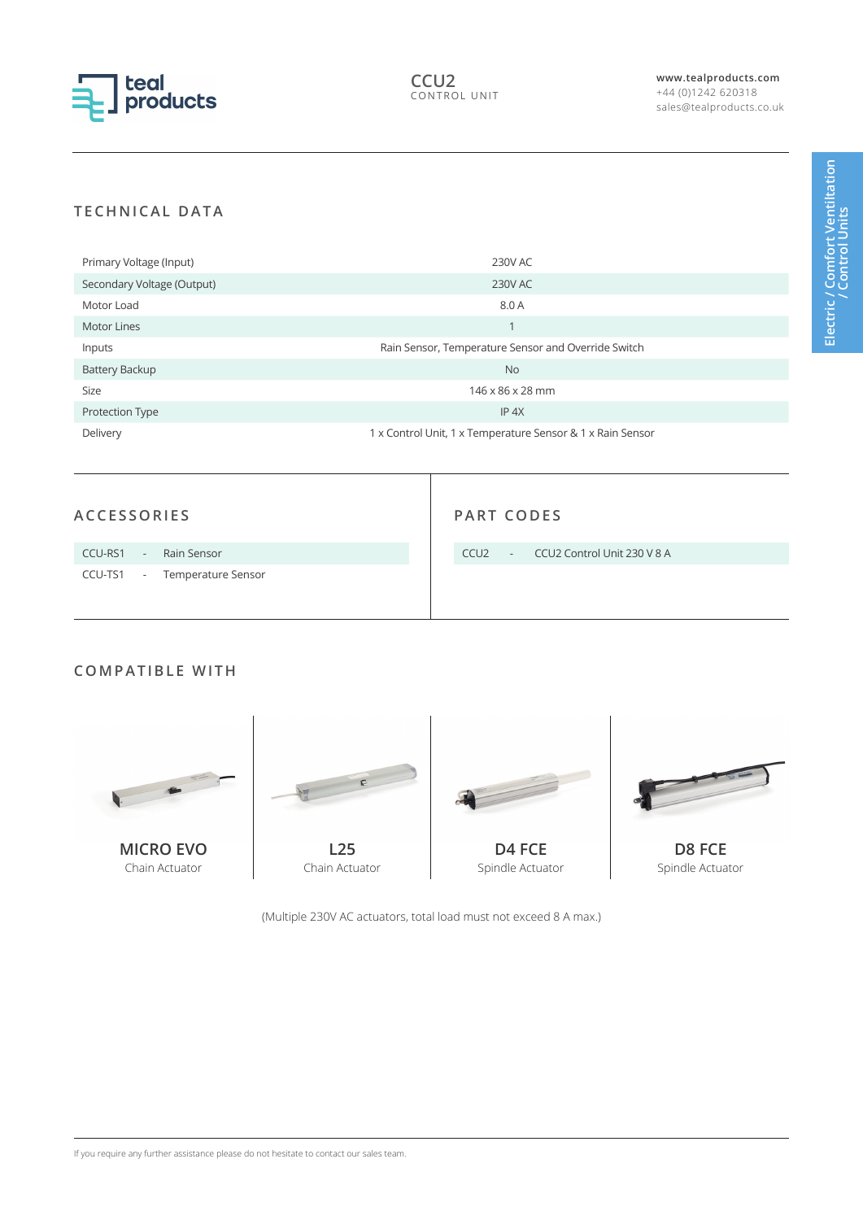# CCU2
CONTROL UNIT

Electric / Comfort Ventiltation / Control Units

## TECHNICAL DATA

| | |
|---|---|
| Primary Voltage (Input) | 230V AC |
| Secondary Voltage (Output) | 230V AC |
| Motor Load | 8.0 A |
| Motor Lines | 1 |
| Inputs | Rain Sensor, Temperature Sensor and Override Switch |
| Battery Backup | No |
| Size | 146 x 86 x 28 mm |
| Protection Type | IP 4X |
| Delivery | 1 x Control Unit, 1 x Temperature Sensor & 1 x Rain Sensor |

## ACCESSORIES

| | | |
|---|---|---|
| CCU-RS1 | - | Rain Sensor |
| CCU-TS1 | - | Temperature Sensor |

## PART CODES

| | | |
|---|---|---|
| CCU2 | - | CCU2 Control Unit 230 V 8 A |

## COMPATIBLE WITH

**MICRO EVO**
Chain Actuator

**L25**
Chain Actuator

**D4 FCE**
Spindle Actuator

**D8 FCE**
Spindle Actuator

(Multiple 230V AC actuators, total load must not exceed 8 A max.)

If you require any further assistance please do not hesitate to contact our sales team.